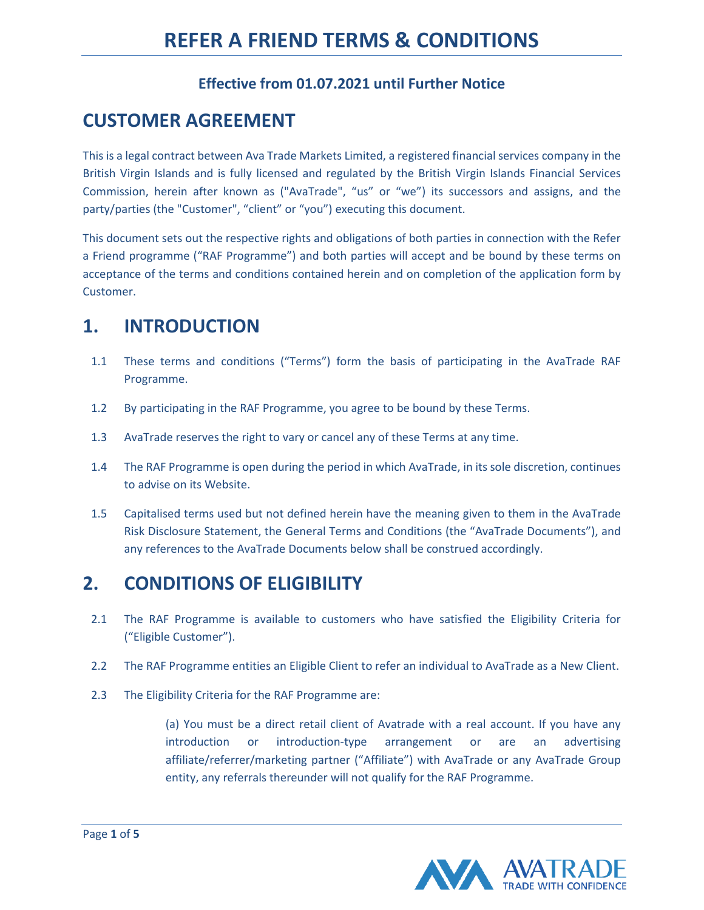# REFER A FRIEND TERMS & CONDITIONS

### Effective from 01.07.2021 until Further Notice

## CUSTOMER AGREEMENT

This is a legal contract between Ava Trade Markets Limited, a registered financial services company in the British Virgin Islands and is fully licensed and regulated by the British Virgin Islands Financial Services Commission, herein after known as ("AvaTrade", "us" or "we") its successors and assigns, and the party/parties (the "Customer", "client" or "you") executing this document.

This document sets out the respective rights and obligations of both parties in connection with the Refer a Friend programme ("RAF Programme") and both parties will accept and be bound by these terms on acceptance of the terms and conditions contained herein and on completion of the application form by Customer.

## 1. INTRODUCTION

1.1 These terms and conditions ("Terms") form the basis of participating in the AvaTrade RAF Programme.

1.2 By participating in the RAF Programme, you agree to be bound by these Terms.

1.3 AvaTrade reserves the right to vary or cancel any of these Terms at any time.

1.4 The RAF Programme is open during the period in which AvaTrade, in its sole discretion, continues to advise on its Website.

1.5 Capitalised terms used but not defined herein have the meaning given to them in the AvaTrade Risk Disclosure Statement, the General Terms and Conditions (the "AvaTrade Documents"), and any references to the AvaTrade Documents below shall be construed accordingly.

## 2. CONDITIONS OF ELIGIBILITY

2.1 The RAF Programme is available to customers who have satisfied the Eligibility Criteria for ("Eligible Customer").

2.2 The RAF Programme entities an Eligible Client to refer an individual to AvaTrade as a New Client.

2.3 The Eligibility Criteria for the RAF Programme are:

(a) You must be a direct retail client of Avatrade with a real account. If you have any introduction or introduction-type arrangement or are an advertising affiliate/referrer/marketing partner ("Affiliate") with AvaTrade or any AvaTrade Group entity, any referrals thereunder will not qualify for the RAF Programme.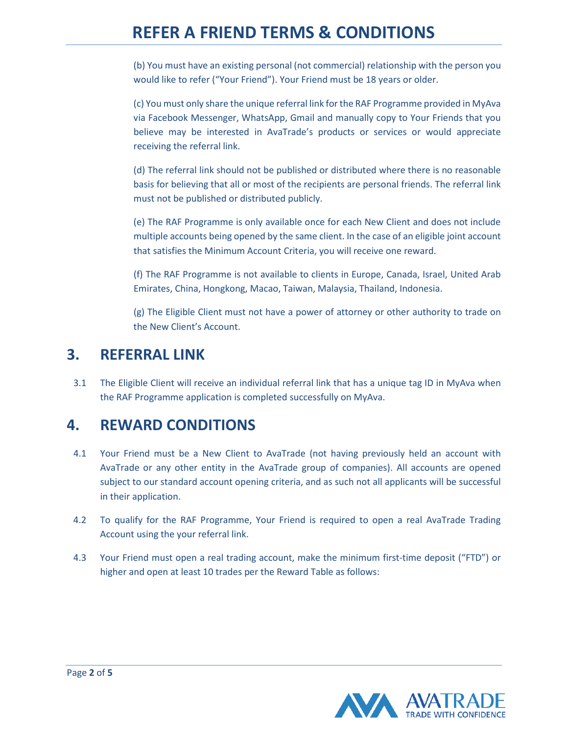(b) You must have an existing personal (not commercial) relationship with the person you would like to refer ("Your Friend"). Your Friend must be 18 years or older.

(c) You must only share the unique referral link for the RAF Programme provided in MyAva via Facebook Messenger, WhatsApp, Gmail and manually copy to Your Friends that you believe may be interested in AvaTrade's products or services or would appreciate receiving the referral link.

(d) The referral link should not be published or distributed where there is no reasonable basis for believing that all or most of the recipients are personal friends. The referral link must not be published or distributed publicly.

(e) The RAF Programme is only available once for each New Client and does not include multiple accounts being opened by the same client. In the case of an eligible joint account that satisfies the Minimum Account Criteria, you will receive one reward.

(f) The RAF Programme is not available to clients in Europe, Canada, Israel, United Arab Emirates, China, Hongkong, Macao, Taiwan, Malaysia, Thailand, Indonesia.

(g) The Eligible Client must not have a power of attorney or other authority to trade on the New Client's Account.

## 3. REFERRAL LINK

3.1 The Eligible Client will receive an individual referral link that has a unique tag ID in MyAva when the RAF Programme application is completed successfully on MyAva.

## 4. REWARD CONDITIONS

4.1 Your Friend must be a New Client to AvaTrade (not having previously held an account with AvaTrade or any other entity in the AvaTrade group of companies). All accounts are opened subject to our standard account opening criteria, and as such not all applicants will be successful in their application.

4.2 To qualify for the RAF Programme, Your Friend is required to open a real AvaTrade Trading Account using the your referral link.

4.3 Your Friend must open a real trading account, make the minimum first-time deposit ("FTD") or higher and open at least 10 trades per the Reward Table as follows: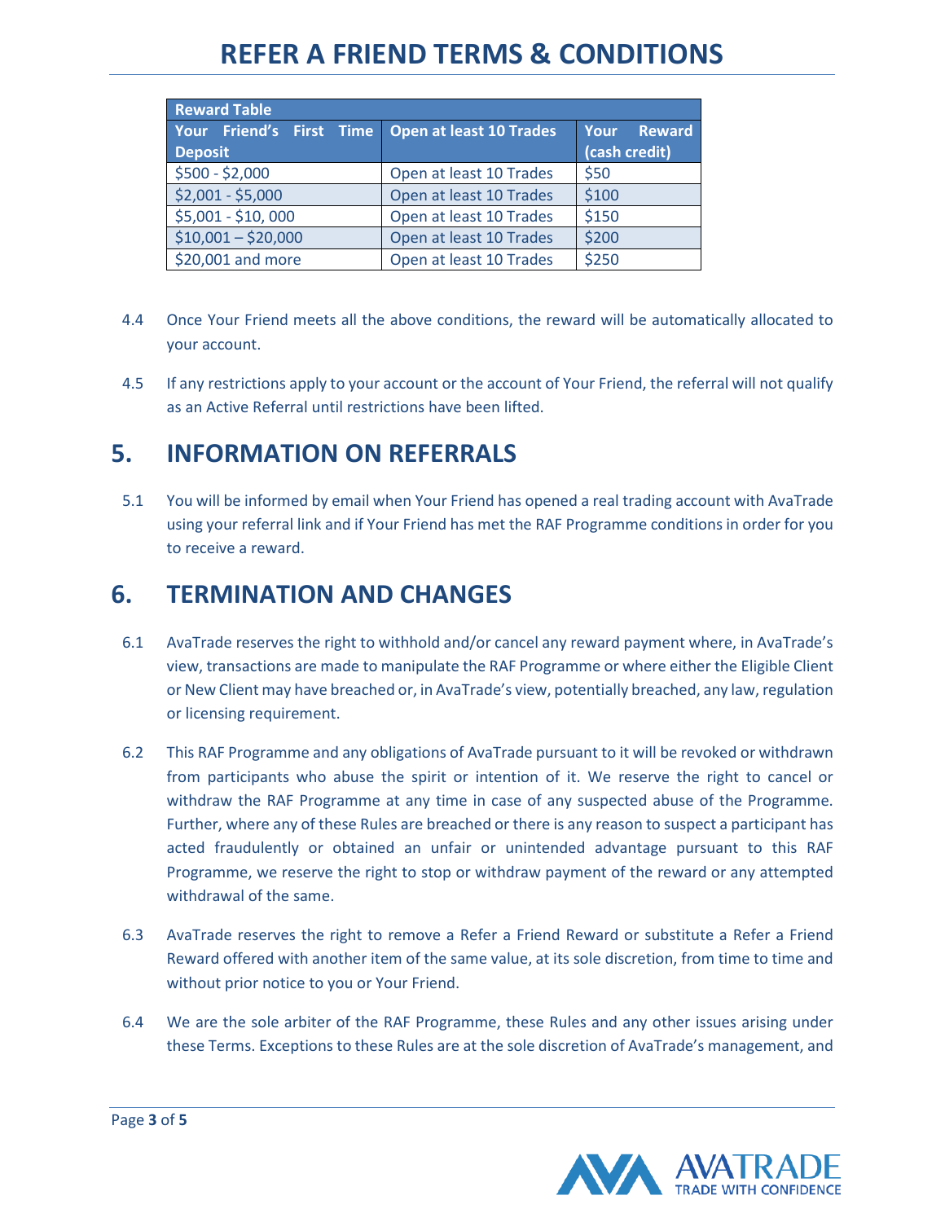| Reward Table | | |
|---|---|---|
| Your Friend's First Time Deposit | Open at least 10 Trades | Your Reward (cash credit) |
| $500 - $2,000 | Open at least 10 Trades | $50 |
| $2,001 - $5,000 | Open at least 10 Trades | $100 |
| $5,001 - $10, 000 | Open at least 10 Trades | $150 |
| $10,001 – $20,000 | Open at least 10 Trades | $200 |
| $20,001 and more | Open at least 10 Trades | $250 |

4.4 Once Your Friend meets all the above conditions, the reward will be automatically allocated to your account.

4.5 If any restrictions apply to your account or the account of Your Friend, the referral will not qualify as an Active Referral until restrictions have been lifted.

## 5. INFORMATION ON REFERRALS

5.1 You will be informed by email when Your Friend has opened a real trading account with AvaTrade using your referral link and if Your Friend has met the RAF Programme conditions in order for you to receive a reward.

## 6. TERMINATION AND CHANGES

6.1 AvaTrade reserves the right to withhold and/or cancel any reward payment where, in AvaTrade's view, transactions are made to manipulate the RAF Programme or where either the Eligible Client or New Client may have breached or, in AvaTrade's view, potentially breached, any law, regulation or licensing requirement.

6.2 This RAF Programme and any obligations of AvaTrade pursuant to it will be revoked or withdrawn from participants who abuse the spirit or intention of it. We reserve the right to cancel or withdraw the RAF Programme at any time in case of any suspected abuse of the Programme. Further, where any of these Rules are breached or there is any reason to suspect a participant has acted fraudulently or obtained an unfair or unintended advantage pursuant to this RAF Programme, we reserve the right to stop or withdraw payment of the reward or any attempted withdrawal of the same.

6.3 AvaTrade reserves the right to remove a Refer a Friend Reward or substitute a Refer a Friend Reward offered with another item of the same value, at its sole discretion, from time to time and without prior notice to you or Your Friend.

6.4 We are the sole arbiter of the RAF Programme, these Rules and any other issues arising under these Terms. Exceptions to these Rules are at the sole discretion of AvaTrade's management, and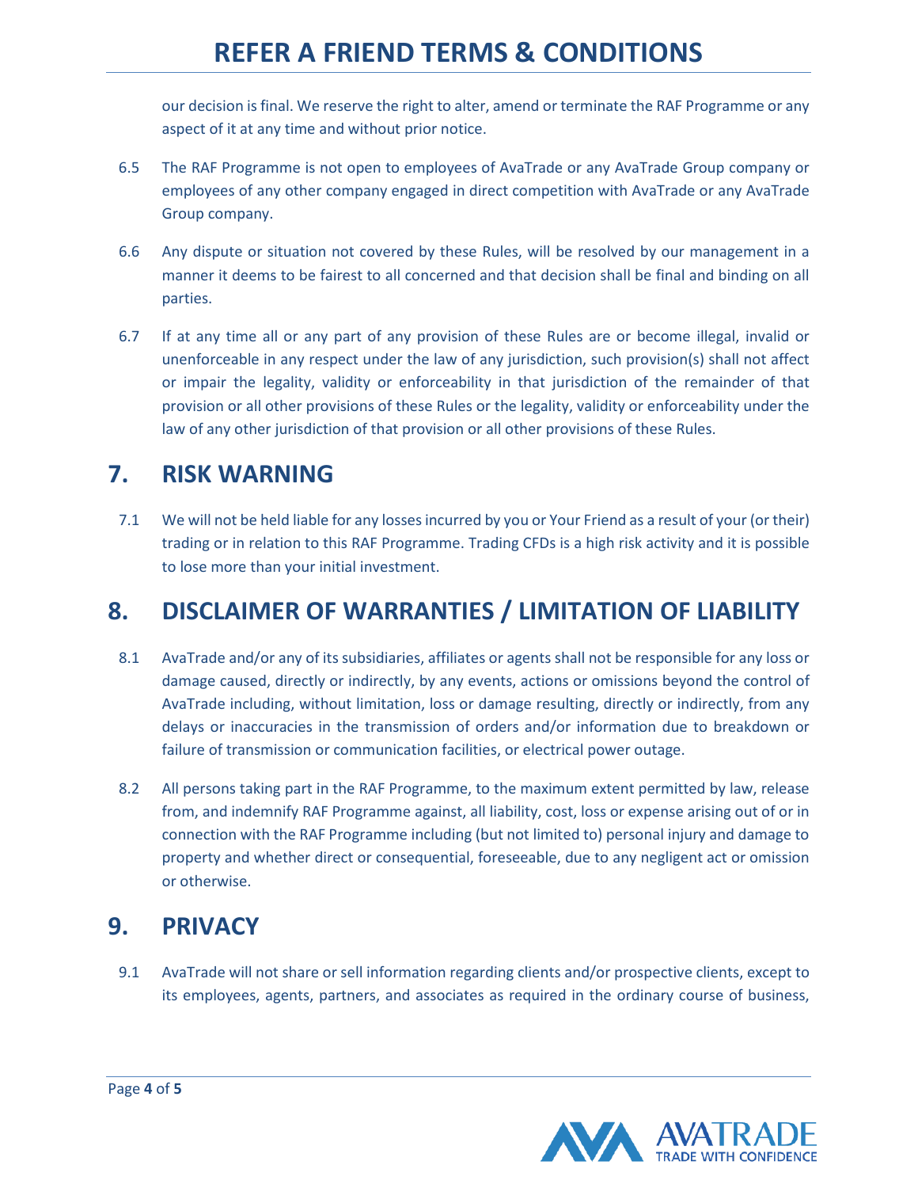our decision is final. We reserve the right to alter, amend or terminate the RAF Programme or any aspect of it at any time and without prior notice.

6.5 The RAF Programme is not open to employees of AvaTrade or any AvaTrade Group company or employees of any other company engaged in direct competition with AvaTrade or any AvaTrade Group company.

6.6 Any dispute or situation not covered by these Rules, will be resolved by our management in a manner it deems to be fairest to all concerned and that decision shall be final and binding on all parties.

6.7 If at any time all or any part of any provision of these Rules are or become illegal, invalid or unenforceable in any respect under the law of any jurisdiction, such provision(s) shall not affect or impair the legality, validity or enforceability in that jurisdiction of the remainder of that provision or all other provisions of these Rules or the legality, validity or enforceability under the law of any other jurisdiction of that provision or all other provisions of these Rules.

## 7. RISK WARNING

7.1 We will not be held liable for any losses incurred by you or Your Friend as a result of your (or their) trading or in relation to this RAF Programme. Trading CFDs is a high risk activity and it is possible to lose more than your initial investment.

## 8. DISCLAIMER OF WARRANTIES / LIMITATION OF LIABILITY

8.1 AvaTrade and/or any of its subsidiaries, affiliates or agents shall not be responsible for any loss or damage caused, directly or indirectly, by any events, actions or omissions beyond the control of AvaTrade including, without limitation, loss or damage resulting, directly or indirectly, from any delays or inaccuracies in the transmission of orders and/or information due to breakdown or failure of transmission or communication facilities, or electrical power outage.

8.2 All persons taking part in the RAF Programme, to the maximum extent permitted by law, release from, and indemnify RAF Programme against, all liability, cost, loss or expense arising out of or in connection with the RAF Programme including (but not limited to) personal injury and damage to property and whether direct or consequential, foreseeable, due to any negligent act or omission or otherwise.

## 9. PRIVACY

9.1 AvaTrade will not share or sell information regarding clients and/or prospective clients, except to its employees, agents, partners, and associates as required in the ordinary course of business,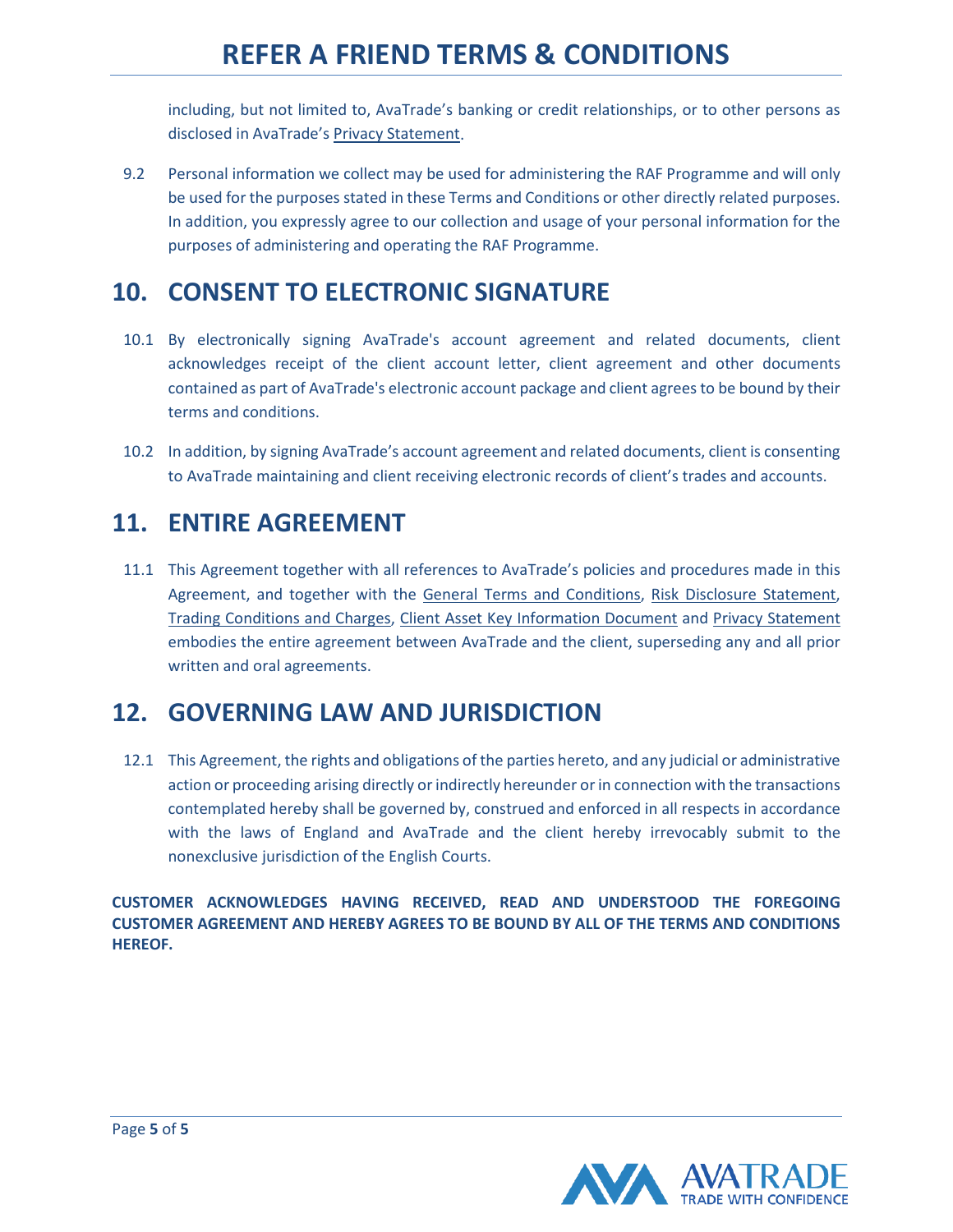including, but not limited to, AvaTrade's banking or credit relationships, or to other persons as disclosed in AvaTrade's Privacy Statement.

9.2 Personal information we collect may be used for administering the RAF Programme and will only be used for the purposes stated in these Terms and Conditions or other directly related purposes. In addition, you expressly agree to our collection and usage of your personal information for the purposes of administering and operating the RAF Programme.

## 10. CONSENT TO ELECTRONIC SIGNATURE

10.1 By electronically signing AvaTrade's account agreement and related documents, client acknowledges receipt of the client account letter, client agreement and other documents contained as part of AvaTrade's electronic account package and client agrees to be bound by their terms and conditions.

10.2 In addition, by signing AvaTrade's account agreement and related documents, client is consenting to AvaTrade maintaining and client receiving electronic records of client's trades and accounts.

## 11. ENTIRE AGREEMENT

11.1 This Agreement together with all references to AvaTrade's policies and procedures made in this Agreement, and together with the General Terms and Conditions, Risk Disclosure Statement, Trading Conditions and Charges, Client Asset Key Information Document and Privacy Statement embodies the entire agreement between AvaTrade and the client, superseding any and all prior written and oral agreements.

## 12. GOVERNING LAW AND JURISDICTION

12.1 This Agreement, the rights and obligations of the parties hereto, and any judicial or administrative action or proceeding arising directly or indirectly hereunder or in connection with the transactions contemplated hereby shall be governed by, construed and enforced in all respects in accordance with the laws of England and AvaTrade and the client hereby irrevocably submit to the nonexclusive jurisdiction of the English Courts.

**CUSTOMER ACKNOWLEDGES HAVING RECEIVED, READ AND UNDERSTOOD THE FOREGOING CUSTOMER AGREEMENT AND HEREBY AGREES TO BE BOUND BY ALL OF THE TERMS AND CONDITIONS HEREOF.**